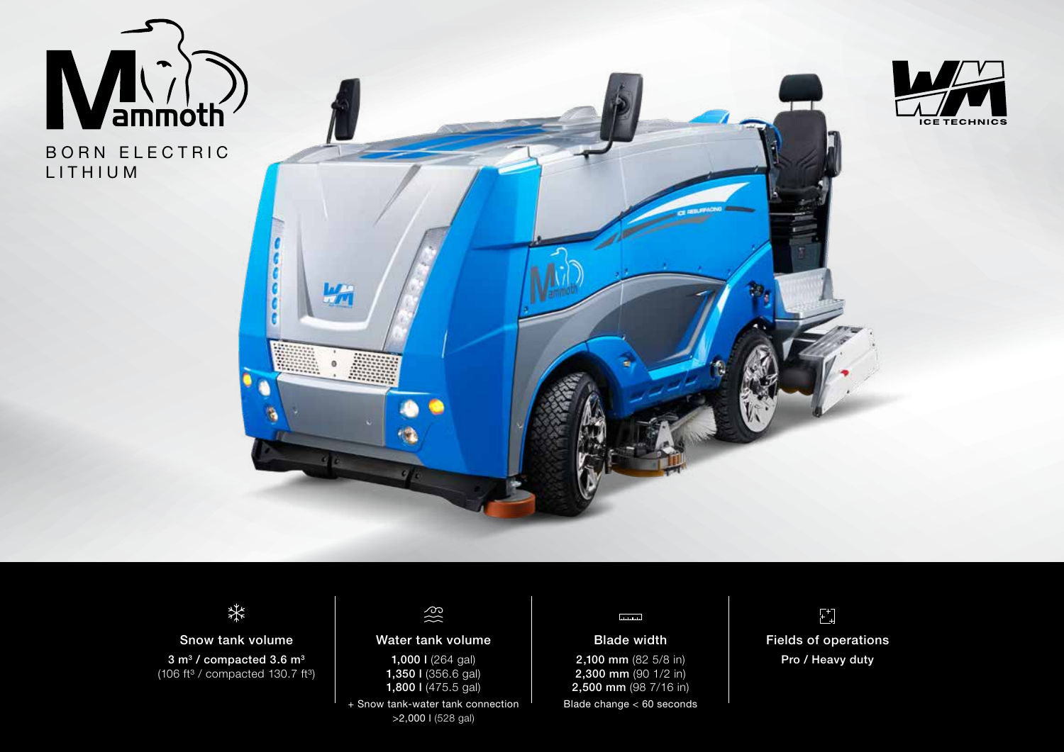# Mammoth

BORN ELECTRIC
LITHIUM

WM ICE TECHNICS

### Snow tank volume

**3 m³ / compacted 3.6 m³**
(106 ft³ / compacted 130.7 ft³)

### Water tank volume

**1,000 l** (264 gal)
**1,350 l** (356.6 gal)
**1,800 l** (475.5 gal)

+ Snow tank-water tank connection
>2,000 l (528 gal)

### Blade width

**2,100 mm** (82 5/8 in)
**2,300 mm** (90 1/2 in)
**2,500 mm** (98 7/16 in)

Blade change < 60 seconds

### Fields of operations

**Pro / Heavy duty**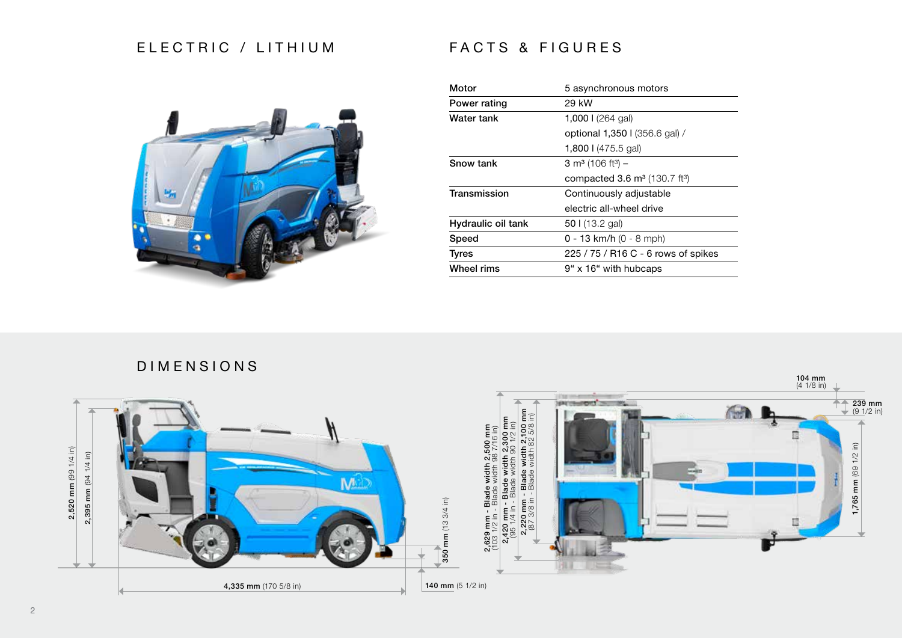## ELECTRIC / LITHIUM

## FACTS & FIGURES

| | |
|---|---|
| **Motor** | 5 asynchronous motors |
| **Power rating** | 29 kW |
| **Water tank** | 1,000 l (264 gal)<br>optional 1,350 l (356.6 gal) /<br>1,800 l (475.5 gal) |
| **Snow tank** | 3 m³ (106 ft³) –<br>compacted 3.6 m³ (130.7 ft³) |
| **Transmission** | Continuously adjustable<br>electric all-wheel drive |
| **Hydraulic oil tank** | 50 l (13.2 gal) |
| **Speed** | 0 - 13 km/h (0 - 8 mph) |
| **Tyres** | 225 / 75 / R16 C - 6 rows of spikes |
| **Wheel rims** | 9" x 16" with hubcaps |

## DIMENSIONS

**2,520 mm** (99 1/4 in)

**2,395 mm** (94 1/4 in)

**350 mm** (13 3/4 in)

**4,335 mm** (170 5/8 in)

**140 mm** (5 1/2 in)

**2,629 mm - Blade width 2,500 mm** (103 1/2 in - Blade width 98 7/16 in)

**2,420 mm - Blade width 2,300 mm** (95 1/4 in - Blade width 90 1/2 in)

**2,220 mm - Blade width 2,100 mm** (87 3/8 in - Blade width 82 5/8 in)

**104 mm** (4 1/8 in)

**239 mm** (9 1/2 in)

**1,765 mm** (69 1/2 in)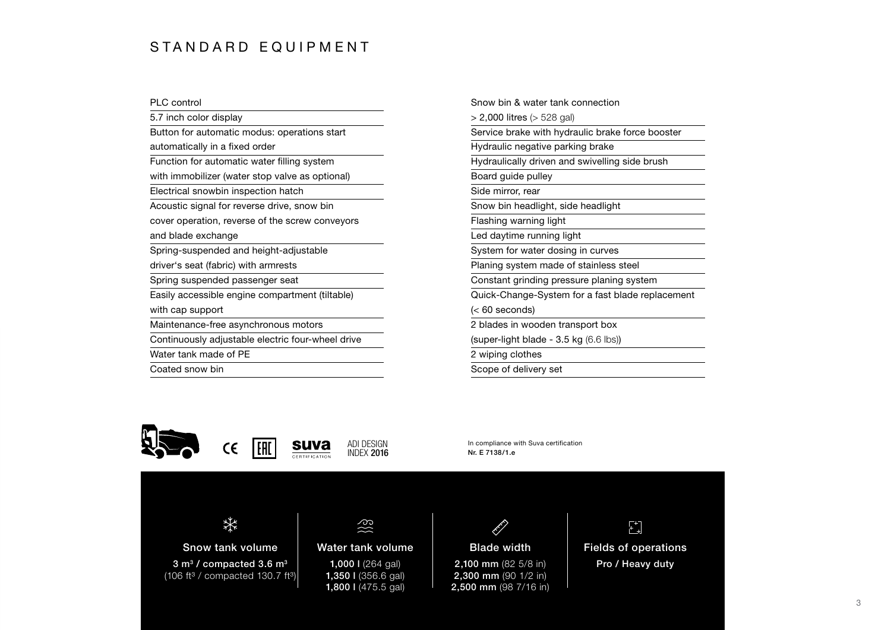# STANDARD EQUIPMENT

- PLC control
- 5.7 inch color display
- Button for automatic modus: operations start automatically in a fixed order
- Function for automatic water filling system with immobilizer (water stop valve as optional)
- Electrical snowbin inspection hatch
- Acoustic signal for reverse drive, snow bin cover operation, reverse of the screw conveyors and blade exchange
- Spring-suspended and height-adjustable driver's seat (fabric) with armrests
- Spring suspended passenger seat
- Easily accessible engine compartment (tiltable) with cap support
- Maintenance-free asynchronous motors
- Continuously adjustable electric four-wheel drive
- Water tank made of PE
- Coated snow bin
- Snow bin & water tank connection > 2,000 litres (> 528 gal)
- Service brake with hydraulic brake force booster
- Hydraulic negative parking brake
- Hydraulically driven and swivelling side brush
- Board guide pulley
- Side mirror, rear
- Snow bin headlight, side headlight
- Flashing warning light
- Led daytime running light
- System for water dosing in curves
- Planing system made of stainless steel
- Constant grinding pressure planing system
- Quick-Change-System for a fast blade replacement (< 60 seconds)
- 2 blades in wooden transport box (super-light blade - 3.5 kg (6.6 lbs))
- 2 wiping clothes
- Scope of delivery set

CE EAC suva CERTIFICATION ADI DESIGN INDEX 2016

In compliance with Suva certification
**Nr. E 7138/1.e**

| Snow tank volume | Water tank volume | Blade width | Fields of operations |
|---|---|---|---|
| **3 m³ / compacted 3.6 m³** (106 ft³ / compacted 130.7 ft³) | **1,000 l** (264 gal)<br>**1,350 l** (356.6 gal)<br>**1,800 l** (475.5 gal) | **2,100 mm** (82 5/8 in)<br>**2,300 mm** (90 1/2 in)<br>**2,500 mm** (98 7/16 in) | **Pro / Heavy duty** |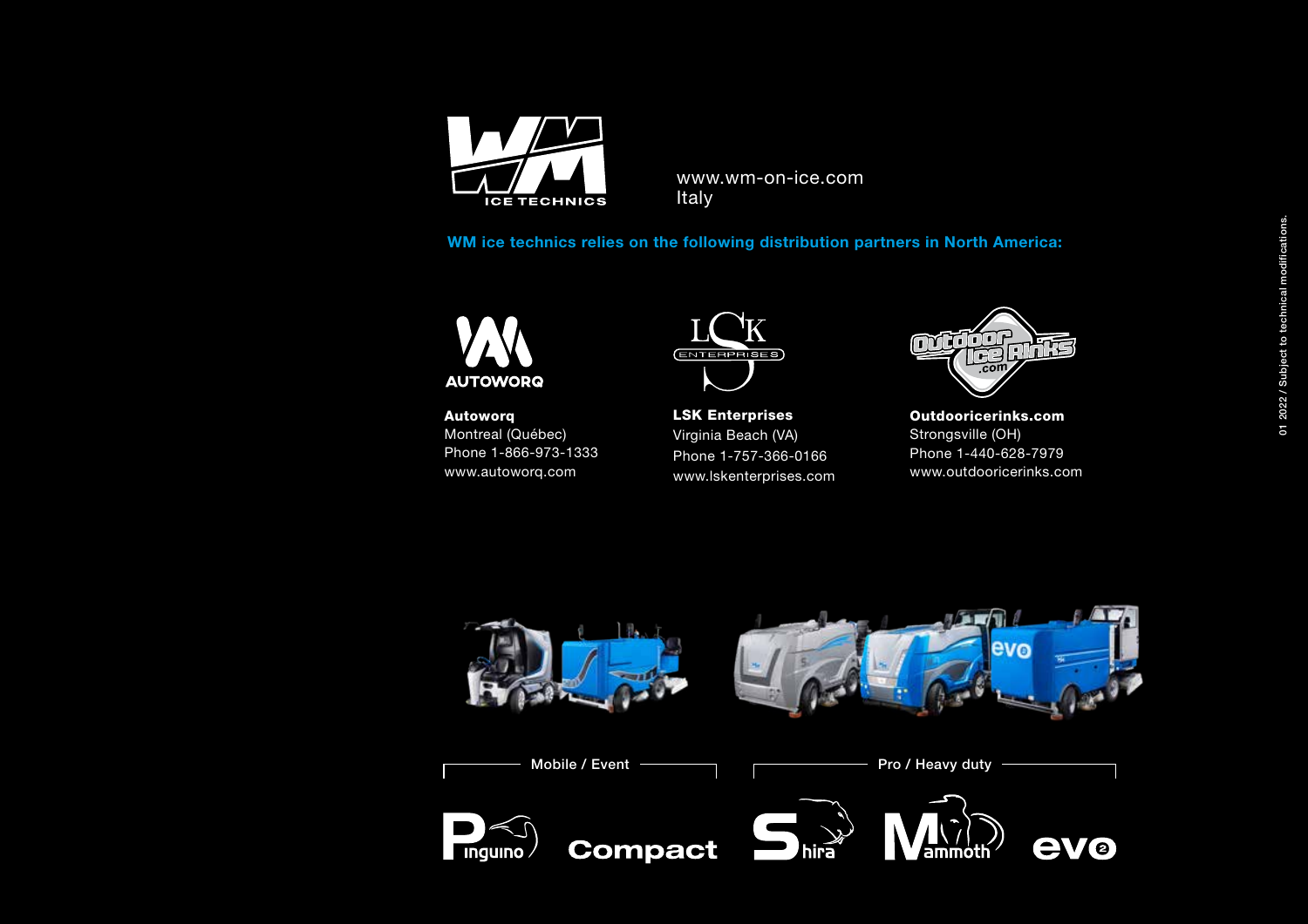WM ICE TECHNICS

www.wm-on-ice.com
Italy

**WM ice technics relies on the following distribution partners in North America:**

**Autoworq**
Montreal (Québec)
Phone 1-866-973-1333
www.autoworq.com

**LSK Enterprises**
Virginia Beach (VA)
Phone 1-757-366-0166
www.lskenterprises.com

**Outdooricerinks.com**
Strongsville (OH)
Phone 1-440-628-7979
www.outdooricerinks.com

Mobile / Event

Pinguino Compact

Pro / Heavy duty

Shira Mammoth evo2

01 2022 / Subject to technical modifications.